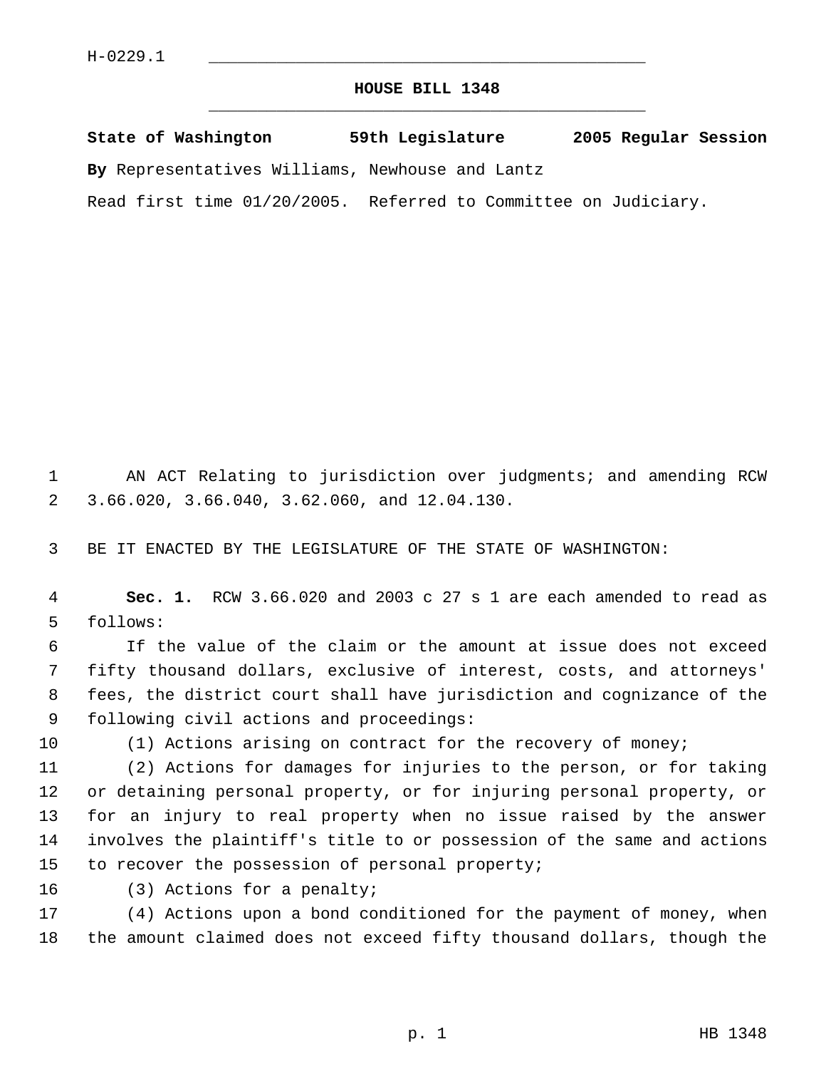H-0229.1

## HOUSE BILL 1348

**State of Washington 59th Legislature 2005 Regular Session**

**By** Representatives Williams, Newhouse and Lantz

Read first time 01/20/2005. Referred to Committee on Judiciary.

AN ACT Relating to jurisdiction over judgments; and amending RCW 3.66.020, 3.66.040, 3.62.060, and 12.04.130.

BE IT ENACTED BY THE LEGISLATURE OF THE STATE OF WASHINGTON:

**Sec. 1.** RCW 3.66.020 and 2003 c 27 s 1 are each amended to read as follows:

If the value of the claim or the amount at issue does not exceed fifty thousand dollars, exclusive of interest, costs, and attorneys' fees, the district court shall have jurisdiction and cognizance of the following civil actions and proceedings:

(1) Actions arising on contract for the recovery of money;

(2) Actions for damages for injuries to the person, or for taking or detaining personal property, or for injuring personal property, or for an injury to real property when no issue raised by the answer involves the plaintiff's title to or possession of the same and actions to recover the possession of personal property;

(3) Actions for a penalty;

(4) Actions upon a bond conditioned for the payment of money, when the amount claimed does not exceed fifty thousand dollars, though the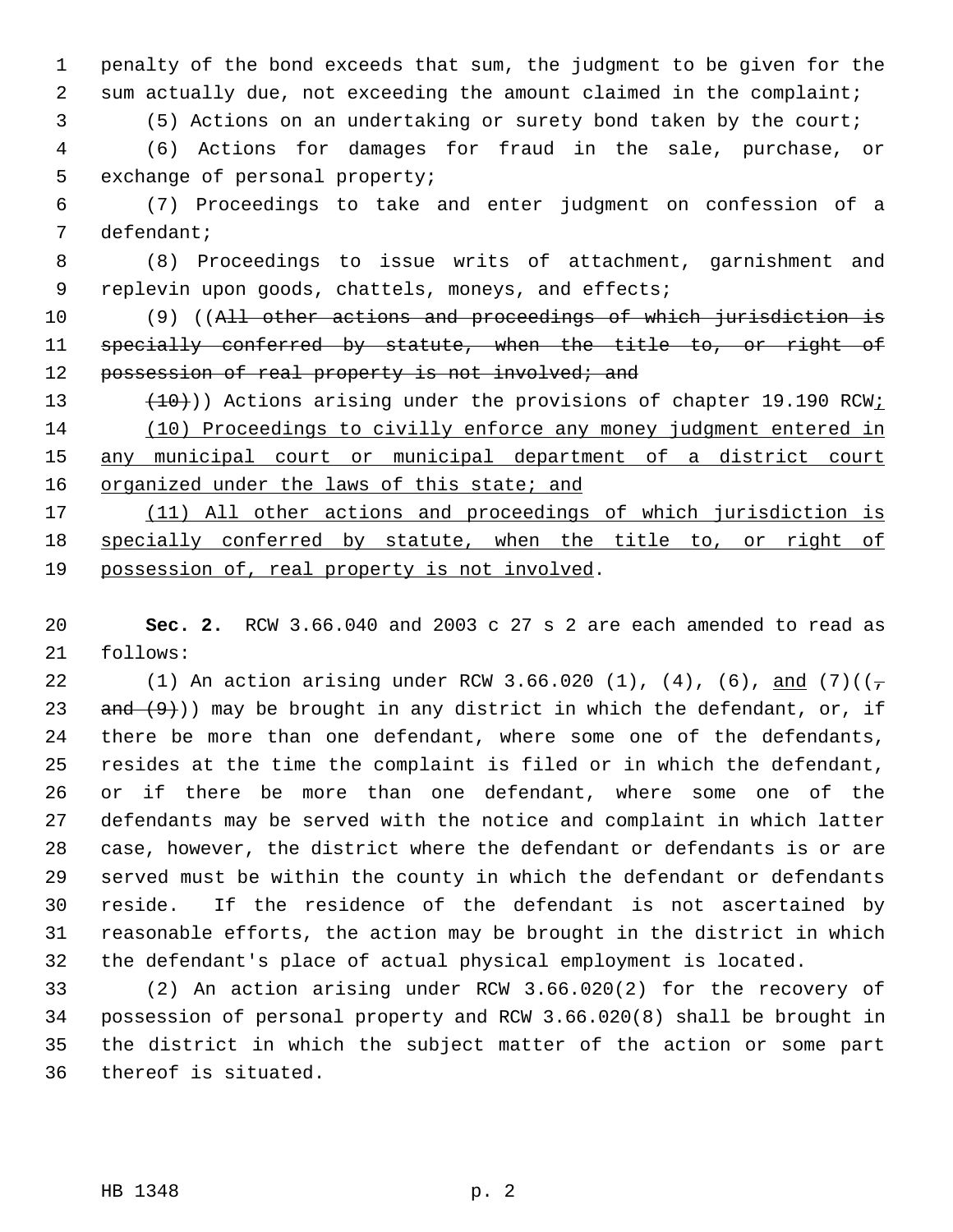penalty of the bond exceeds that sum, the judgment to be given for the sum actually due, not exceeding the amount claimed in the complaint;

(5) Actions on an undertaking or surety bond taken by the court;

(6) Actions for damages for fraud in the sale, purchase, or exchange of personal property;

(7) Proceedings to take and enter judgment on confession of a defendant;

(8) Proceedings to issue writs of attachment, garnishment and replevin upon goods, chattels, moneys, and effects;

(9) ((~~All other actions and proceedings of which jurisdiction is specially conferred by statute, when the title to, or right of possession of real property is not involved; and~~

~~(10)~~)) Actions arising under the provisions of chapter 19.190 RCW<u>;</u>

<u>(10) Proceedings to civilly enforce any money judgment entered in any municipal court or municipal department of a district court organized under the laws of this state; and</u>

<u>(11) All other actions and proceedings of which jurisdiction is specially conferred by statute, when the title to, or right of possession of, real property is not involved</u>.

**Sec. 2.** RCW 3.66.040 and 2003 c 27 s 2 are each amended to read as follows:

(1) An action arising under RCW 3.66.020 (1), (4), (6), <u>and</u> (7)((~~, and (9)~~)) may be brought in any district in which the defendant, or, if there be more than one defendant, where some one of the defendants, resides at the time the complaint is filed or in which the defendant, or if there be more than one defendant, where some one of the defendants may be served with the notice and complaint in which latter case, however, the district where the defendant or defendants is or are served must be within the county in which the defendant or defendants reside. If the residence of the defendant is not ascertained by reasonable efforts, the action may be brought in the district in which the defendant's place of actual physical employment is located.

(2) An action arising under RCW 3.66.020(2) for the recovery of possession of personal property and RCW 3.66.020(8) shall be brought in the district in which the subject matter of the action or some part thereof is situated.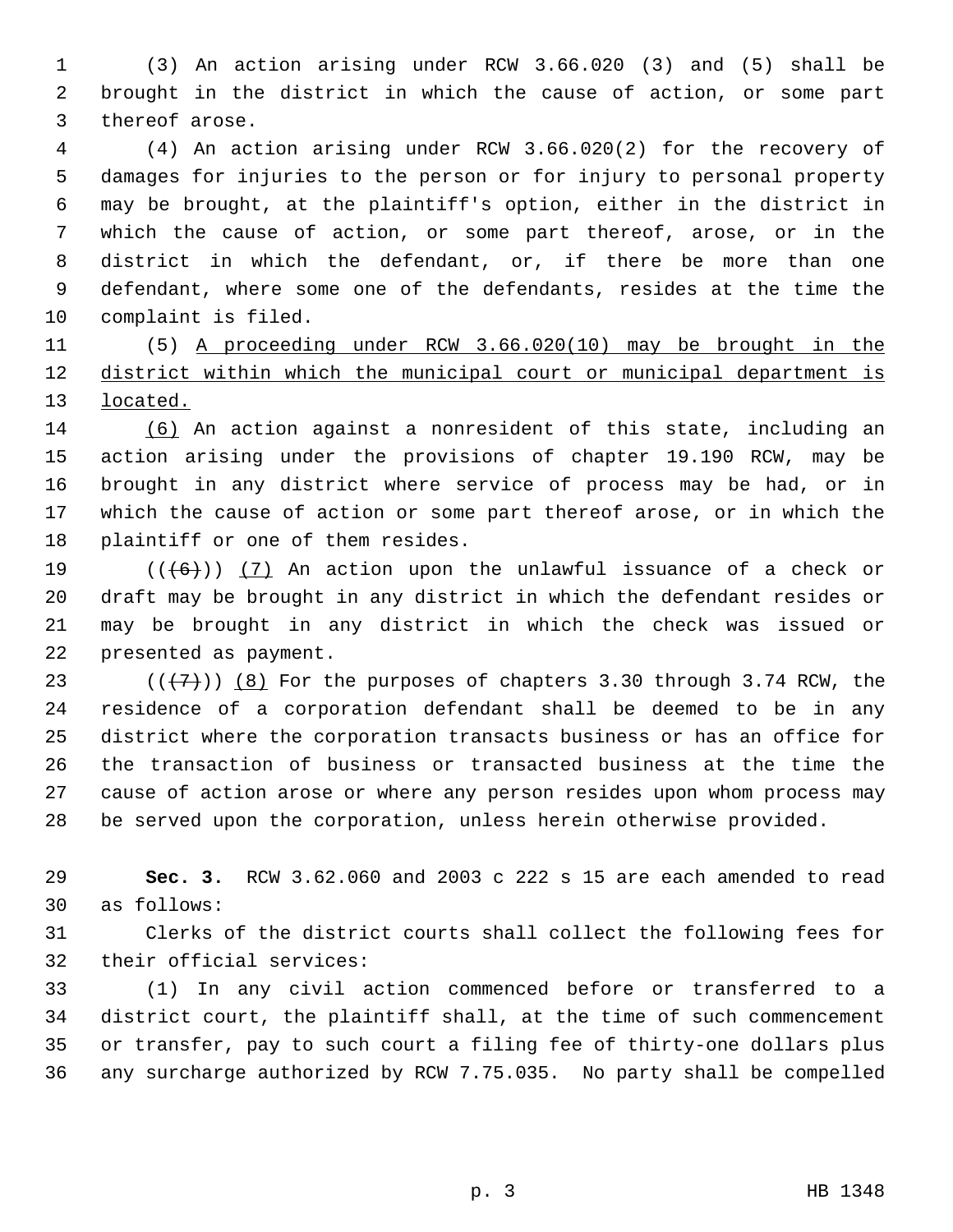(3) An action arising under RCW 3.66.020 (3) and (5) shall be brought in the district in which the cause of action, or some part thereof arose.

(4) An action arising under RCW 3.66.020(2) for the recovery of damages for injuries to the person or for injury to personal property may be brought, at the plaintiff's option, either in the district in which the cause of action, or some part thereof, arose, or in the district in which the defendant, or, if there be more than one defendant, where some one of the defendants, resides at the time the complaint is filed.

(5) <u>A proceeding under RCW 3.66.020(10) may be brought in the district within which the municipal court or municipal department is located.</u>

<u>(6)</u> An action against a nonresident of this state, including an action arising under the provisions of chapter 19.190 RCW, may be brought in any district where service of process may be had, or in which the cause of action or some part thereof arose, or in which the plaintiff or one of them resides.

~~((6))~~ <u>(7)</u> An action upon the unlawful issuance of a check or draft may be brought in any district in which the defendant resides or may be brought in any district in which the check was issued or presented as payment.

~~((7))~~ <u>(8)</u> For the purposes of chapters 3.30 through 3.74 RCW, the residence of a corporation defendant shall be deemed to be in any district where the corporation transacts business or has an office for the transaction of business or transacted business at the time the cause of action arose or where any person resides upon whom process may be served upon the corporation, unless herein otherwise provided.

**Sec. 3.** RCW 3.62.060 and 2003 c 222 s 15 are each amended to read as follows:

Clerks of the district courts shall collect the following fees for their official services:

(1) In any civil action commenced before or transferred to a district court, the plaintiff shall, at the time of such commencement or transfer, pay to such court a filing fee of thirty-one dollars plus any surcharge authorized by RCW 7.75.035. No party shall be compelled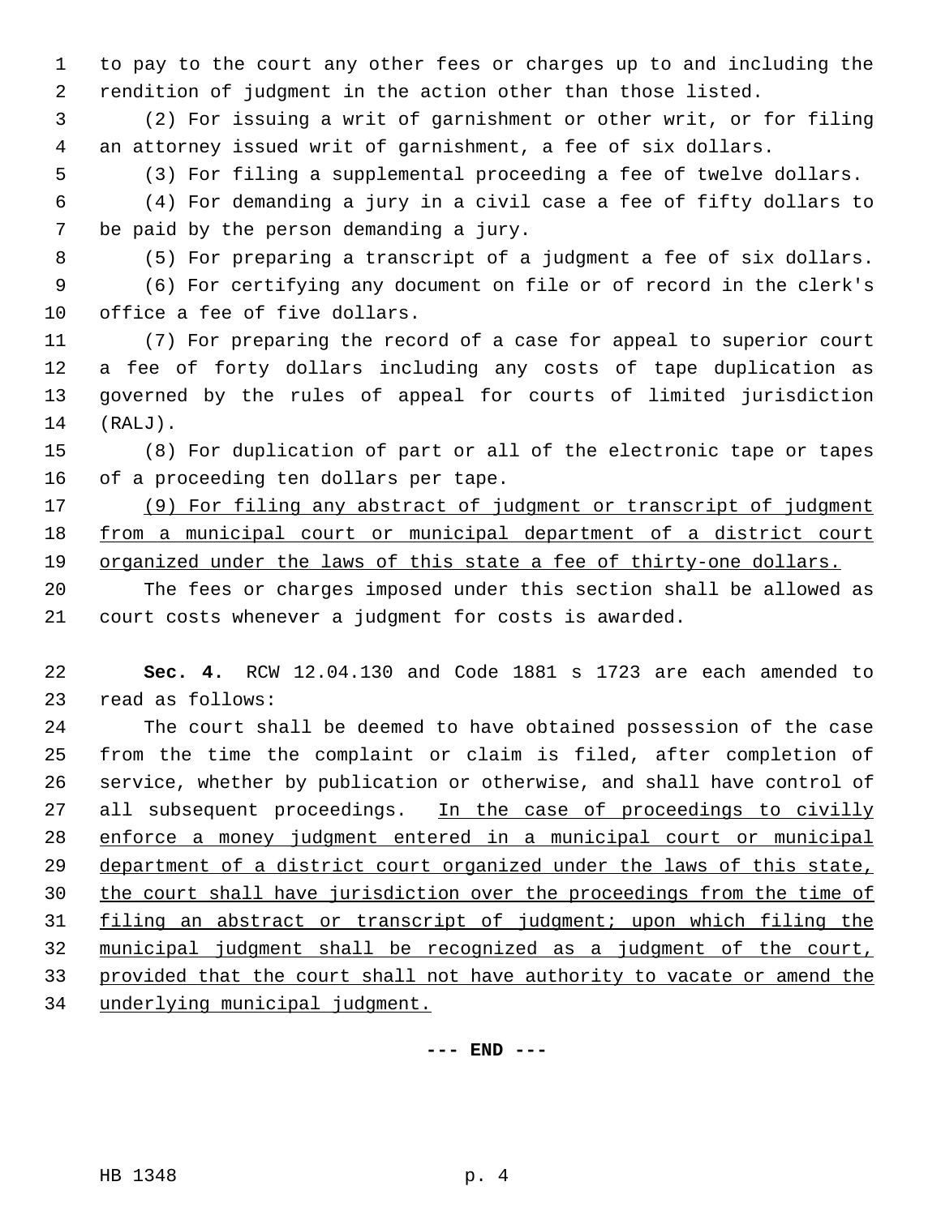to pay to the court any other fees or charges up to and including the rendition of judgment in the action other than those listed.

(2) For issuing a writ of garnishment or other writ, or for filing an attorney issued writ of garnishment, a fee of six dollars.

(3) For filing a supplemental proceeding a fee of twelve dollars.

(4) For demanding a jury in a civil case a fee of fifty dollars to be paid by the person demanding a jury.

(5) For preparing a transcript of a judgment a fee of six dollars.

(6) For certifying any document on file or of record in the clerk's office a fee of five dollars.

(7) For preparing the record of a case for appeal to superior court a fee of forty dollars including any costs of tape duplication as governed by the rules of appeal for courts of limited jurisdiction (RALJ).

(8) For duplication of part or all of the electronic tape or tapes of a proceeding ten dollars per tape.

<u>(9) For filing any abstract of judgment or transcript of judgment from a municipal court or municipal department of a district court organized under the laws of this state a fee of thirty-one dollars.</u>

The fees or charges imposed under this section shall be allowed as court costs whenever a judgment for costs is awarded.

**Sec. 4.** RCW 12.04.130 and Code 1881 s 1723 are each amended to read as follows:

The court shall be deemed to have obtained possession of the case from the time the complaint or claim is filed, after completion of service, whether by publication or otherwise, and shall have control of all subsequent proceedings. <u>In the case of proceedings to civilly enforce a money judgment entered in a municipal court or municipal department of a district court organized under the laws of this state, the court shall have jurisdiction over the proceedings from the time of filing an abstract or transcript of judgment; upon which filing the municipal judgment shall be recognized as a judgment of the court, provided that the court shall not have authority to vacate or amend the underlying municipal judgment.</u>

**--- END ---**